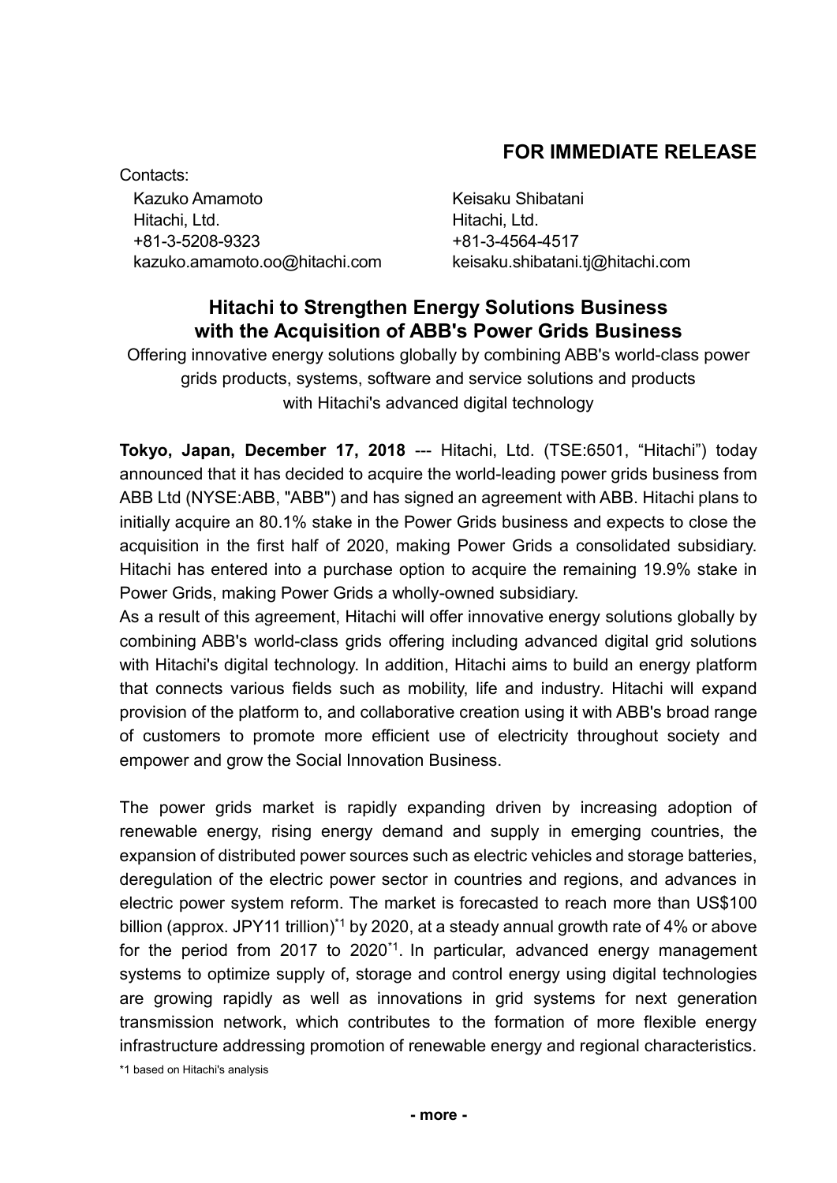**FOR IMMEDIATE RELEASE**

Contacts:

Kazuko Amamoto
Hitachi, Ltd.
+81-3-5208-9323
kazuko.amamoto.oo@hitachi.com

Keisaku Shibatani
Hitachi, Ltd.
+81-3-4564-4517
keisaku.shibatani.tj@hitachi.com

# Hitachi to Strengthen Energy Solutions Business with the Acquisition of ABB's Power Grids Business

Offering innovative energy solutions globally by combining ABB's world-class power grids products, systems, software and service solutions and products with Hitachi's advanced digital technology

**Tokyo, Japan, December 17, 2018** --- Hitachi, Ltd. (TSE:6501, "Hitachi") today announced that it has decided to acquire the world-leading power grids business from ABB Ltd (NYSE:ABB, "ABB") and has signed an agreement with ABB. Hitachi plans to initially acquire an 80.1% stake in the Power Grids business and expects to close the acquisition in the first half of 2020, making Power Grids a consolidated subsidiary. Hitachi has entered into a purchase option to acquire the remaining 19.9% stake in Power Grids, making Power Grids a wholly-owned subsidiary.

As a result of this agreement, Hitachi will offer innovative energy solutions globally by combining ABB's world-class grids offering including advanced digital grid solutions with Hitachi's digital technology. In addition, Hitachi aims to build an energy platform that connects various fields such as mobility, life and industry. Hitachi will expand provision of the platform to, and collaborative creation using it with ABB's broad range of customers to promote more efficient use of electricity throughout society and empower and grow the Social Innovation Business.

The power grids market is rapidly expanding driven by increasing adoption of renewable energy, rising energy demand and supply in emerging countries, the expansion of distributed power sources such as electric vehicles and storage batteries, deregulation of the electric power sector in countries and regions, and advances in electric power system reform. The market is forecasted to reach more than US$100 billion (approx. JPY11 trillion)[*1] by 2020, at a steady annual growth rate of 4% or above for the period from 2017 to 2020[*1]. In particular, advanced energy management systems to optimize supply of, storage and control energy using digital technologies are growing rapidly as well as innovations in grid systems for next generation transmission network, which contributes to the formation of more flexible energy infrastructure addressing promotion of renewable energy and regional characteristics.

*1 based on Hitachi's analysis

\- more -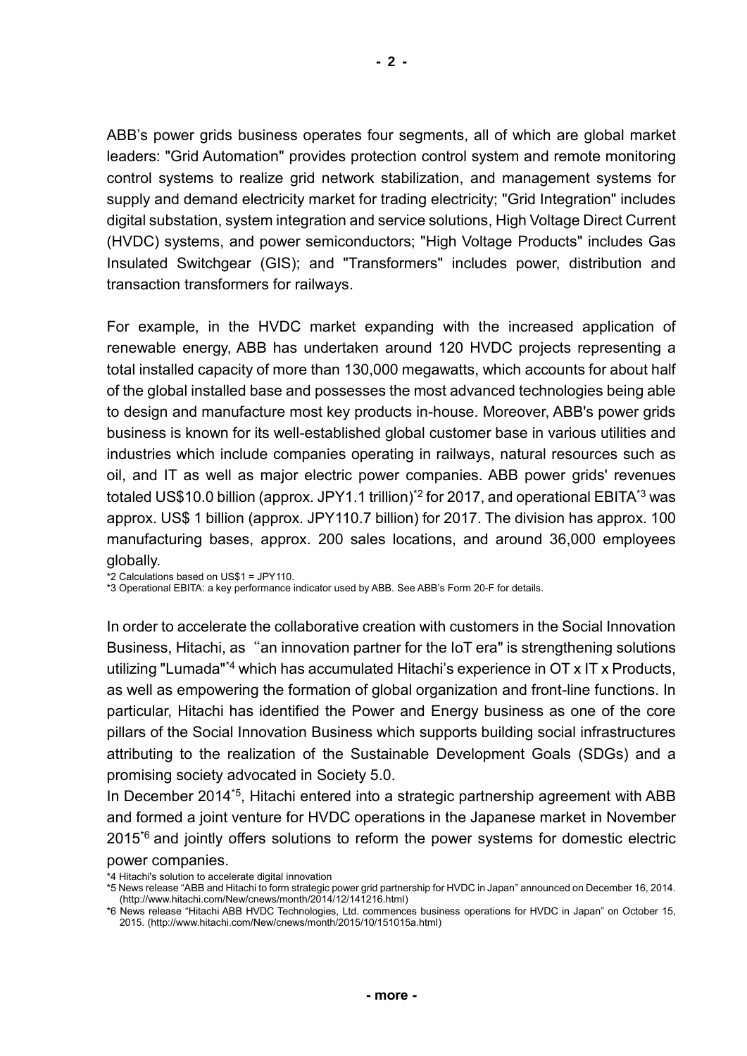ABB’s power grids business operates four segments, all of which are global market leaders: "Grid Automation" provides protection control system and remote monitoring control systems to realize grid network stabilization, and management systems for supply and demand electricity market for trading electricity; "Grid Integration" includes digital substation, system integration and service solutions, High Voltage Direct Current (HVDC) systems, and power semiconductors; "High Voltage Products" includes Gas Insulated Switchgear (GIS); and "Transformers" includes power, distribution and transaction transformers for railways.

For example, in the HVDC market expanding with the increased application of renewable energy, ABB has undertaken around 120 HVDC projects representing a total installed capacity of more than 130,000 megawatts, which accounts for about half of the global installed base and possesses the most advanced technologies being able to design and manufacture most key products in-house. Moreover, ABB's power grids business is known for its well-established global customer base in various utilities and industries which include companies operating in railways, natural resources such as oil, and IT as well as major electric power companies. ABB power grids' revenues totaled US$10.0 billion (approx. JPY1.1 trillion)[*2] for 2017, and operational EBITA[*3] was approx. US$ 1 billion (approx. JPY110.7 billion) for 2017. The division has approx. 100 manufacturing bases, approx. 200 sales locations, and around 36,000 employees globally.

*2 Calculations based on US$1 = JPY110.
*3 Operational EBITA: a key performance indicator used by ABB. See ABB’s Form 20-F for details.

In order to accelerate the collaborative creation with customers in the Social Innovation Business, Hitachi, as “an innovation partner for the IoT era" is strengthening solutions utilizing "Lumada"[*4] which has accumulated Hitachi’s experience in OT x IT x Products, as well as empowering the formation of global organization and front-line functions. In particular, Hitachi has identified the Power and Energy business as one of the core pillars of the Social Innovation Business which supports building social infrastructures attributing to the realization of the Sustainable Development Goals (SDGs) and a promising society advocated in Society 5.0.

In December 2014[*5], Hitachi entered into a strategic partnership agreement with ABB and formed a joint venture for HVDC operations in the Japanese market in November 2015[*6] and jointly offers solutions to reform the power systems for domestic electric power companies.

*4 Hitachi's solution to accelerate digital innovation
*5 News release “ABB and Hitachi to form strategic power grid partnership for HVDC in Japan” announced on December 16, 2014. (http://www.hitachi.com/New/cnews/month/2014/12/141216.html)
*6 News release “Hitachi ABB HVDC Technologies, Ltd. commences business operations for HVDC in Japan” on October 15, 2015. (http://www.hitachi.com/New/cnews/month/2015/10/151015a.html)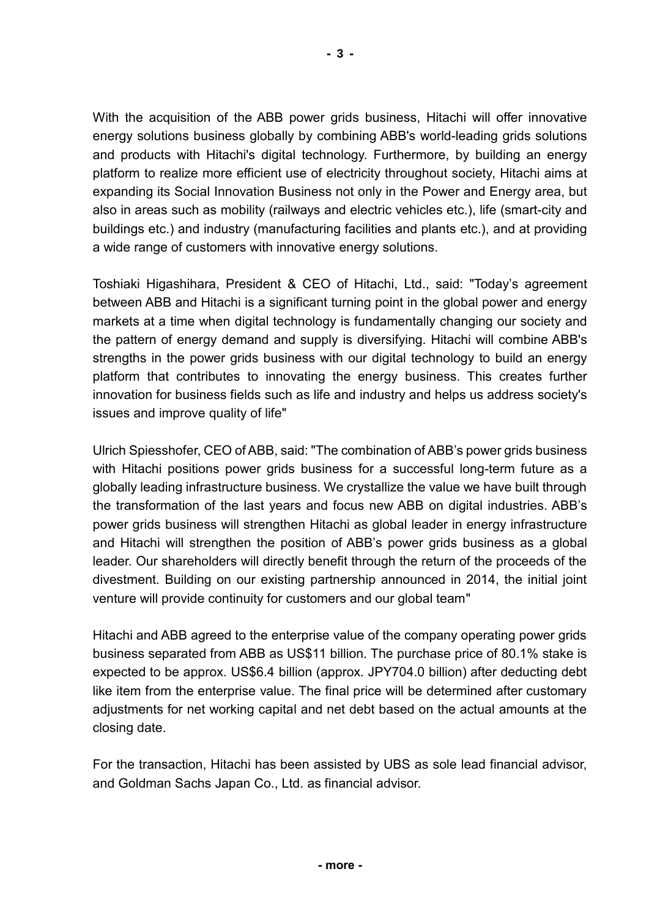With the acquisition of the ABB power grids business, Hitachi will offer innovative energy solutions business globally by combining ABB's world-leading grids solutions and products with Hitachi's digital technology. Furthermore, by building an energy platform to realize more efficient use of electricity throughout society, Hitachi aims at expanding its Social Innovation Business not only in the Power and Energy area, but also in areas such as mobility (railways and electric vehicles etc.), life (smart-city and buildings etc.) and industry (manufacturing facilities and plants etc.), and at providing a wide range of customers with innovative energy solutions.

Toshiaki Higashihara, President & CEO of Hitachi, Ltd., said: "Today's agreement between ABB and Hitachi is a significant turning point in the global power and energy markets at a time when digital technology is fundamentally changing our society and the pattern of energy demand and supply is diversifying. Hitachi will combine ABB's strengths in the power grids business with our digital technology to build an energy platform that contributes to innovating the energy business. This creates further innovation for business fields such as life and industry and helps us address society's issues and improve quality of life"

Ulrich Spiesshofer, CEO of ABB, said: "The combination of ABB's power grids business with Hitachi positions power grids business for a successful long-term future as a globally leading infrastructure business. We crystallize the value we have built through the transformation of the last years and focus new ABB on digital industries. ABB's power grids business will strengthen Hitachi as global leader in energy infrastructure and Hitachi will strengthen the position of ABB's power grids business as a global leader. Our shareholders will directly benefit through the return of the proceeds of the divestment. Building on our existing partnership announced in 2014, the initial joint venture will provide continuity for customers and our global team"

Hitachi and ABB agreed to the enterprise value of the company operating power grids business separated from ABB as US$11 billion. The purchase price of 80.1% stake is expected to be approx. US$6.4 billion (approx. JPY704.0 billion) after deducting debt like item from the enterprise value. The final price will be determined after customary adjustments for net working capital and net debt based on the actual amounts at the closing date.

For the transaction, Hitachi has been assisted by UBS as sole lead financial advisor, and Goldman Sachs Japan Co., Ltd. as financial advisor.

- more -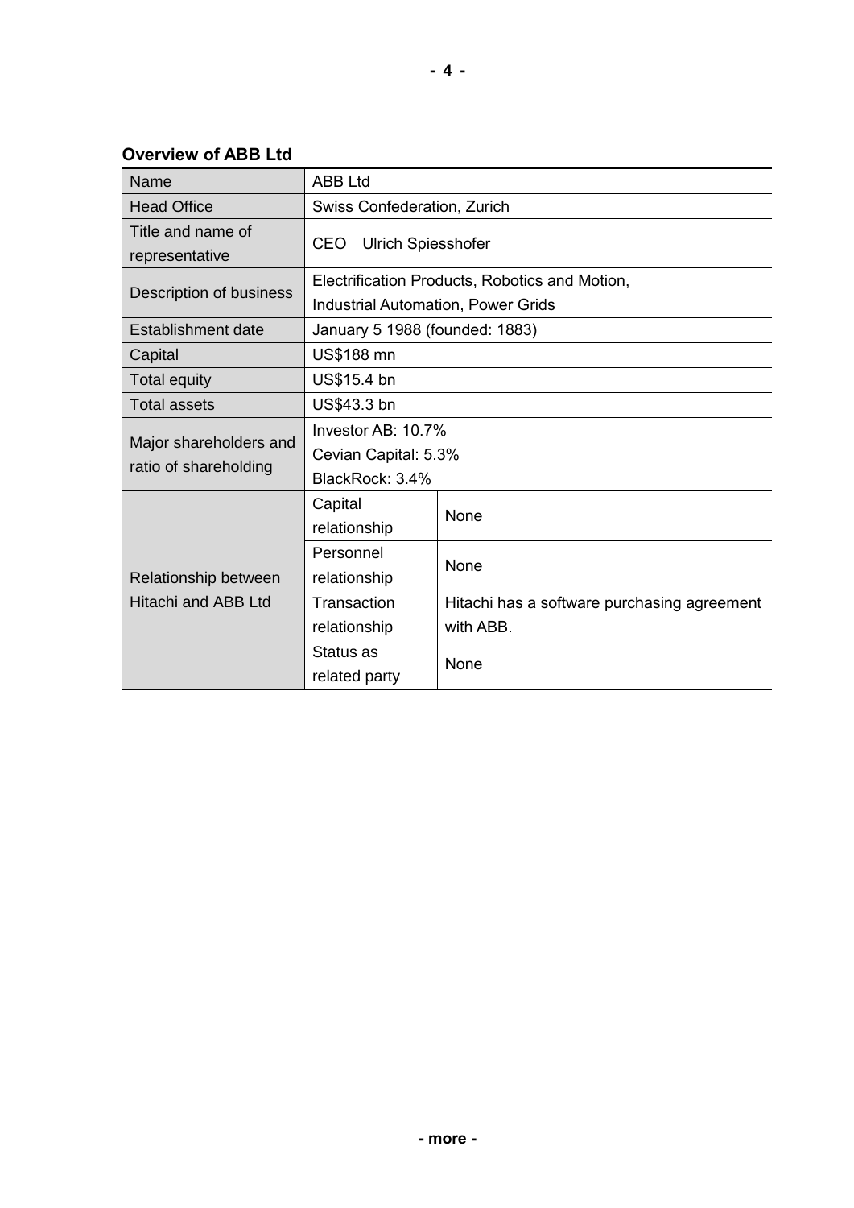**Overview of ABB Ltd**

| Name | ABB Ltd | |
|---|---|---|
| Head Office | Swiss Confederation, Zurich | |
| Title and name of representative | CEO Ulrich Spiesshofer | |
| Description of business | Electrification Products, Robotics and Motion, Industrial Automation, Power Grids | |
| Establishment date | January 5 1988 (founded: 1883) | |
| Capital | US$188 mn | |
| Total equity | US$15.4 bn | |
| Total assets | US$43.3 bn | |
| Major shareholders and ratio of shareholding | Investor AB: 10.7%<br>Cevian Capital: 5.3%<br>BlackRock: 3.4% | |
| Relationship between Hitachi and ABB Ltd | Capital relationship | None |
| | Personnel relationship | None |
| | Transaction relationship | Hitachi has a software purchasing agreement with ABB. |
| | Status as related party | None |

- more -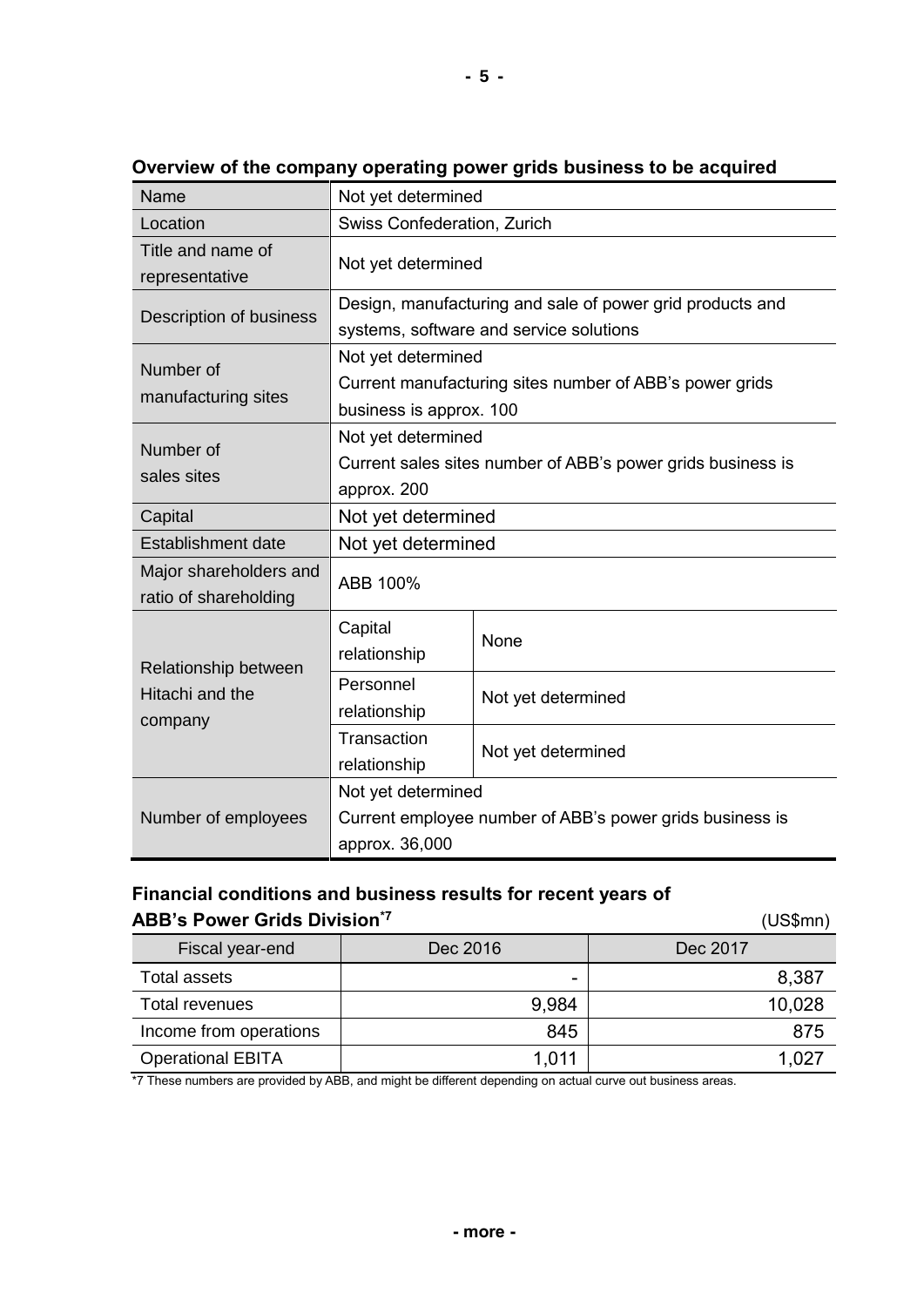**Overview of the company operating power grids business to be acquired**

| | | |
|---|---|---|
| Name | Not yet determined | |
| Location | Swiss Confederation, Zurich | |
| Title and name of representative | Not yet determined | |
| Description of business | Design, manufacturing and sale of power grid products and systems, software and service solutions | |
| Number of manufacturing sites | Not yet determined<br>Current manufacturing sites number of ABB's power grids business is approx. 100 | |
| Number of sales sites | Not yet determined<br>Current sales sites number of ABB's power grids business is approx. 200 | |
| Capital | Not yet determined | |
| Establishment date | Not yet determined | |
| Major shareholders and ratio of shareholding | ABB 100% | |
| Relationship between Hitachi and the company | Capital relationship | None |
| | Personnel relationship | Not yet determined |
| | Transaction relationship | Not yet determined |
| Number of employees | Not yet determined<br>Current employee number of ABB's power grids business is approx. 36,000 | |

**Financial conditions and business results for recent years of ABB's Power Grids Division**[*7]

(US$mn)

| Fiscal year-end | Dec 2016 | Dec 2017 |
|---|---|---|
| Total assets | - | 8,387 |
| Total revenues | 9,984 | 10,028 |
| Income from operations | 845 | 875 |
| Operational EBITA | 1,011 | 1,027 |

*7 These numbers are provided by ABB, and might be different depending on actual curve out business areas.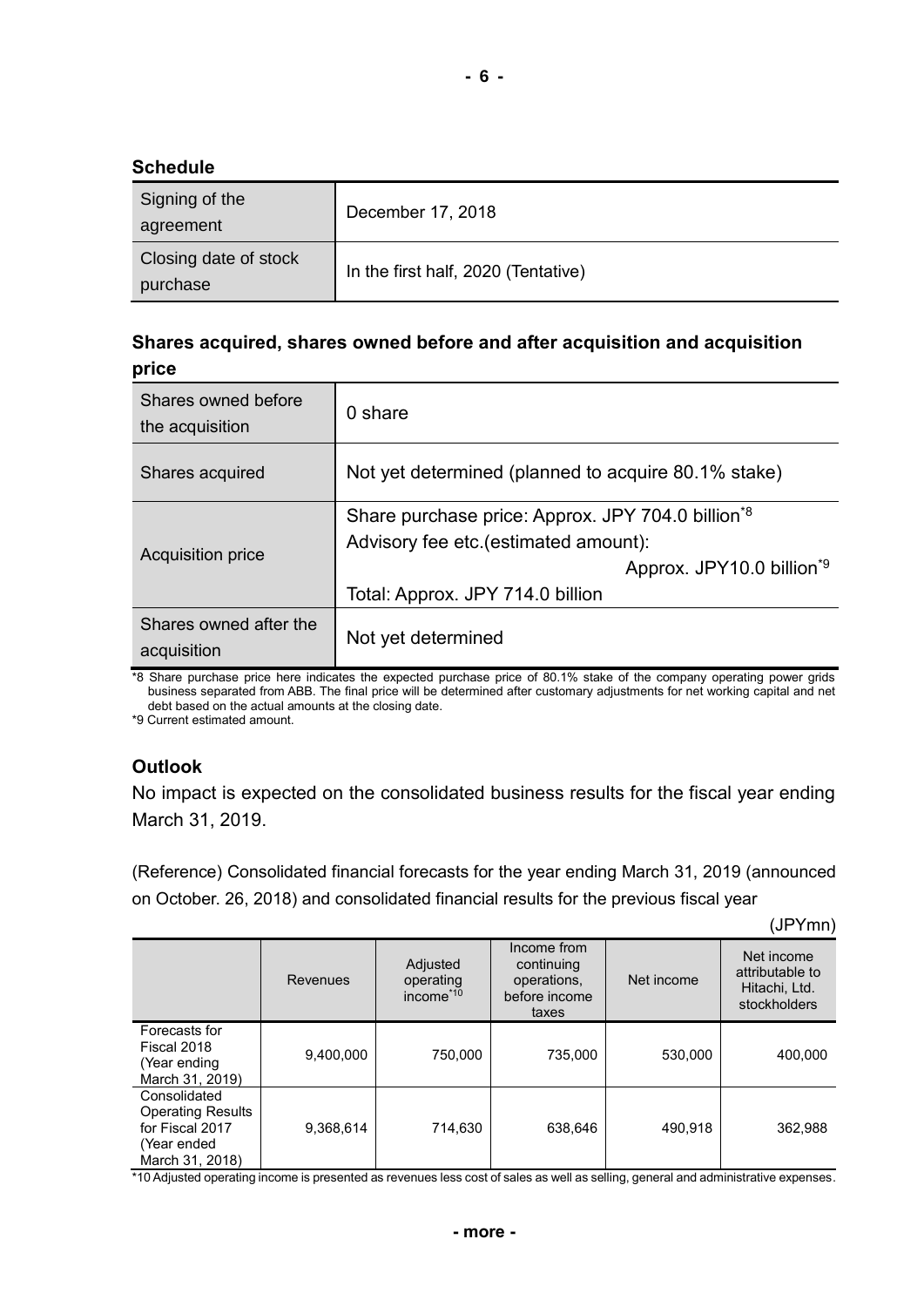**Schedule**

| | |
|---|---|
| Signing of the agreement | December 17, 2018 |
| Closing date of stock purchase | In the first half, 2020 (Tentative) |

**Shares acquired, shares owned before and after acquisition and acquisition price**

| | |
|---|---|
| Shares owned before the acquisition | 0 share |
| Shares acquired | Not yet determined (planned to acquire 80.1% stake) |
| Acquisition price | Share purchase price: Approx. JPY 704.0 billion*8<br>Advisory fee etc.(estimated amount): Approx. JPY10.0 billion*9<br>Total: Approx. JPY 714.0 billion |
| Shares owned after the acquisition | Not yet determined |

*8 Share purchase price here indicates the expected purchase price of 80.1% stake of the company operating power grids business separated from ABB. The final price will be determined after customary adjustments for net working capital and net debt based on the actual amounts at the closing date.
*9 Current estimated amount.

**Outlook**

No impact is expected on the consolidated business results for the fiscal year ending March 31, 2019.

(Reference) Consolidated financial forecasts for the year ending March 31, 2019 (announced on October. 26, 2018) and consolidated financial results for the previous fiscal year

(JPYmn)

| | Revenues | Adjusted operating income*10 | Income from continuing operations, before income taxes | Net income | Net income attributable to Hitachi, Ltd. stockholders |
|---|---|---|---|---|---|
| Forecasts for Fiscal 2018 (Year ending March 31, 2019) | 9,400,000 | 750,000 | 735,000 | 530,000 | 400,000 |
| Consolidated Operating Results for Fiscal 2017 (Year ended March 31, 2018) | 9,368,614 | 714,630 | 638,646 | 490,918 | 362,988 |

*10 Adjusted operating income is presented as revenues less cost of sales as well as selling, general and administrative expenses.

- more -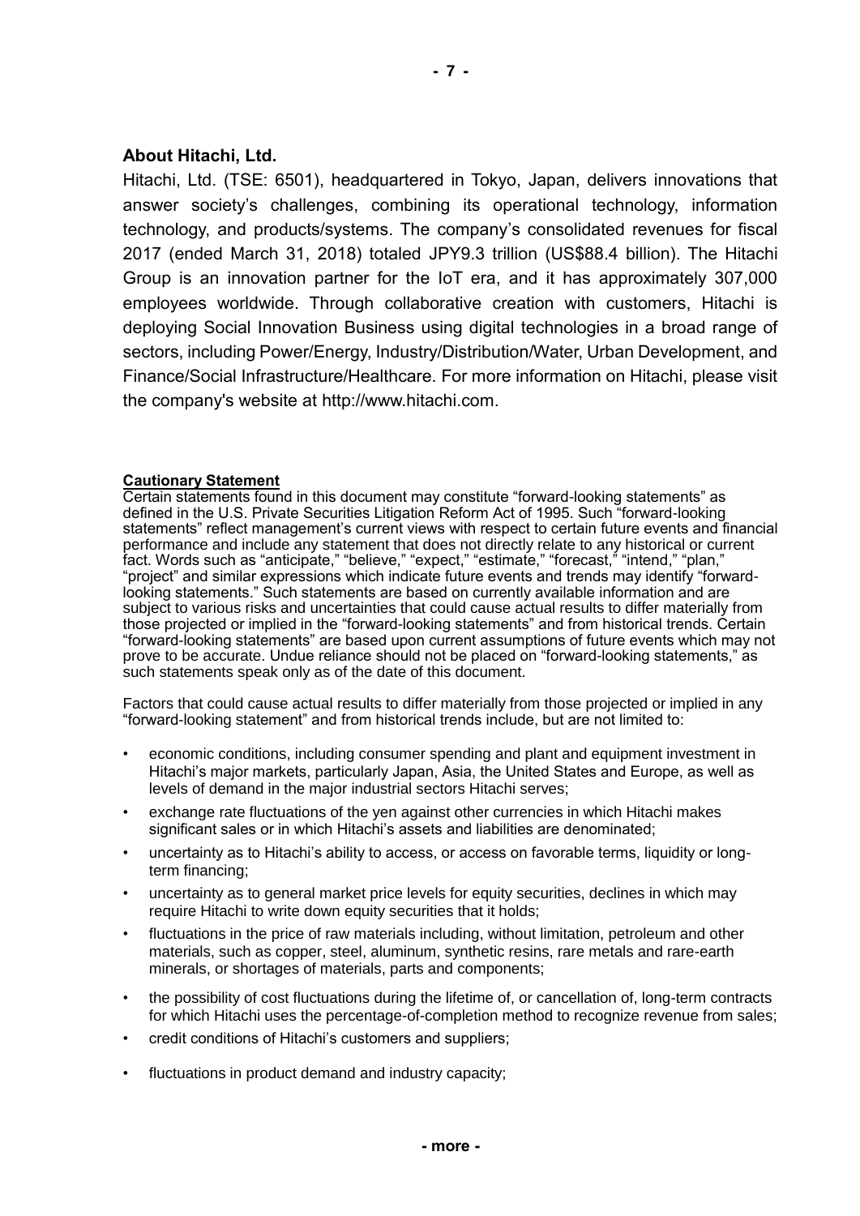## About Hitachi, Ltd.

Hitachi, Ltd. (TSE: 6501), headquartered in Tokyo, Japan, delivers innovations that answer society's challenges, combining its operational technology, information technology, and products/systems. The company's consolidated revenues for fiscal 2017 (ended March 31, 2018) totaled JPY9.3 trillion (US$88.4 billion). The Hitachi Group is an innovation partner for the IoT era, and it has approximately 307,000 employees worldwide. Through collaborative creation with customers, Hitachi is deploying Social Innovation Business using digital technologies in a broad range of sectors, including Power/Energy, Industry/Distribution/Water, Urban Development, and Finance/Social Infrastructure/Healthcare. For more information on Hitachi, please visit the company's website at http://www.hitachi.com.

**Cautionary Statement**

Certain statements found in this document may constitute "forward-looking statements" as defined in the U.S. Private Securities Litigation Reform Act of 1995. Such "forward-looking statements" reflect management's current views with respect to certain future events and financial performance and include any statement that does not directly relate to any historical or current fact. Words such as "anticipate," "believe," "expect," "estimate," "forecast," "intend," "plan," "project" and similar expressions which indicate future events and trends may identify "forward-looking statements." Such statements are based on currently available information and are subject to various risks and uncertainties that could cause actual results to differ materially from those projected or implied in the "forward-looking statements" and from historical trends. Certain "forward-looking statements" are based upon current assumptions of future events which may not prove to be accurate. Undue reliance should not be placed on "forward-looking statements," as such statements speak only as of the date of this document.

Factors that could cause actual results to differ materially from those projected or implied in any "forward-looking statement" and from historical trends include, but are not limited to:

- economic conditions, including consumer spending and plant and equipment investment in Hitachi's major markets, particularly Japan, Asia, the United States and Europe, as well as levels of demand in the major industrial sectors Hitachi serves;
- exchange rate fluctuations of the yen against other currencies in which Hitachi makes significant sales or in which Hitachi's assets and liabilities are denominated;
- uncertainty as to Hitachi's ability to access, or access on favorable terms, liquidity or long-term financing;
- uncertainty as to general market price levels for equity securities, declines in which may require Hitachi to write down equity securities that it holds;
- fluctuations in the price of raw materials including, without limitation, petroleum and other materials, such as copper, steel, aluminum, synthetic resins, rare metals and rare-earth minerals, or shortages of materials, parts and components;
- the possibility of cost fluctuations during the lifetime of, or cancellation of, long-term contracts for which Hitachi uses the percentage-of-completion method to recognize revenue from sales;
- credit conditions of Hitachi's customers and suppliers;
- fluctuations in product demand and industry capacity;

- more -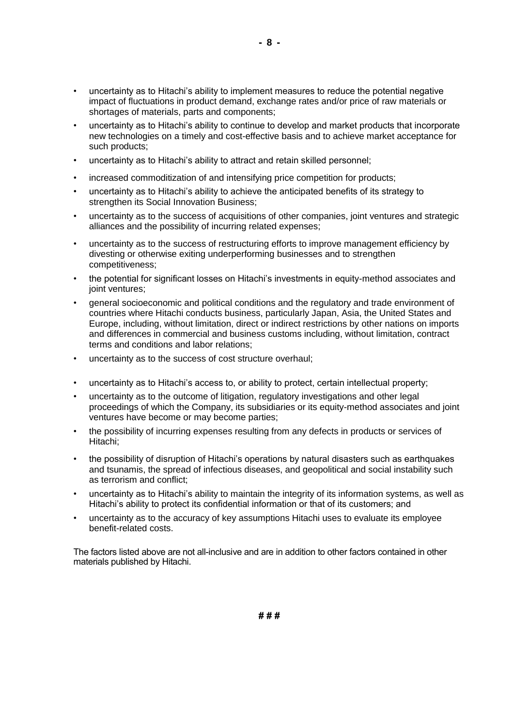- uncertainty as to Hitachi's ability to implement measures to reduce the potential negative impact of fluctuations in product demand, exchange rates and/or price of raw materials or shortages of materials, parts and components;
- uncertainty as to Hitachi's ability to continue to develop and market products that incorporate new technologies on a timely and cost-effective basis and to achieve market acceptance for such products;
- uncertainty as to Hitachi's ability to attract and retain skilled personnel;
- increased commoditization of and intensifying price competition for products;
- uncertainty as to Hitachi's ability to achieve the anticipated benefits of its strategy to strengthen its Social Innovation Business;
- uncertainty as to the success of acquisitions of other companies, joint ventures and strategic alliances and the possibility of incurring related expenses;
- uncertainty as to the success of restructuring efforts to improve management efficiency by divesting or otherwise exiting underperforming businesses and to strengthen competitiveness;
- the potential for significant losses on Hitachi's investments in equity-method associates and joint ventures;
- general socioeconomic and political conditions and the regulatory and trade environment of countries where Hitachi conducts business, particularly Japan, Asia, the United States and Europe, including, without limitation, direct or indirect restrictions by other nations on imports and differences in commercial and business customs including, without limitation, contract terms and conditions and labor relations;
- uncertainty as to the success of cost structure overhaul;
- uncertainty as to Hitachi's access to, or ability to protect, certain intellectual property;
- uncertainty as to the outcome of litigation, regulatory investigations and other legal proceedings of which the Company, its subsidiaries or its equity-method associates and joint ventures have become or may become parties;
- the possibility of incurring expenses resulting from any defects in products or services of Hitachi;
- the possibility of disruption of Hitachi's operations by natural disasters such as earthquakes and tsunamis, the spread of infectious diseases, and geopolitical and social instability such as terrorism and conflict;
- uncertainty as to Hitachi's ability to maintain the integrity of its information systems, as well as Hitachi's ability to protect its confidential information or that of its customers; and
- uncertainty as to the accuracy of key assumptions Hitachi uses to evaluate its employee benefit-related costs.

The factors listed above are not all-inclusive and are in addition to other factors contained in other materials published by Hitachi.

**# # #**